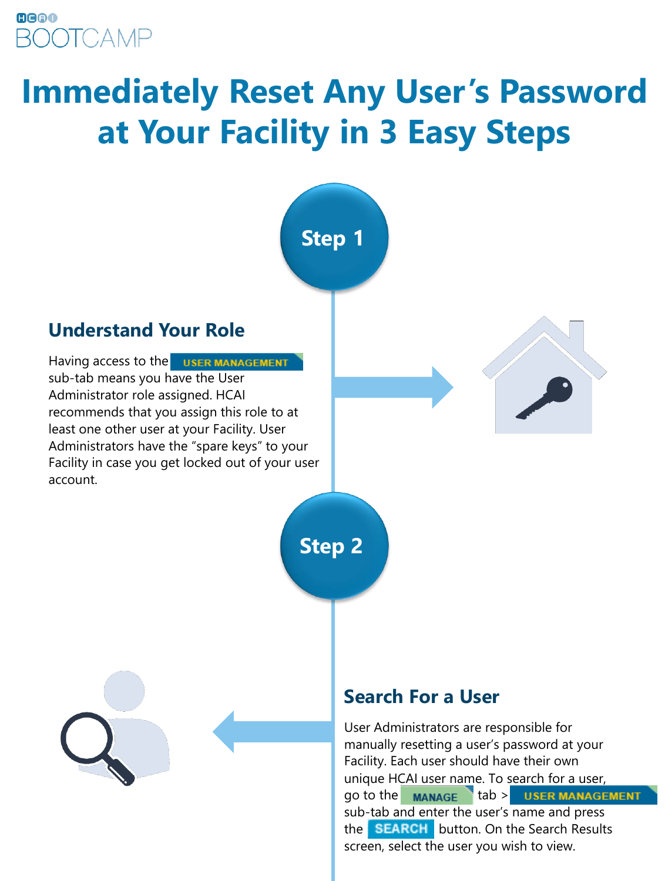HCAI BOOTCAMP

# Immediately Reset Any User's Password at Your Facility in 3 Easy Steps

## Step 1

### Understand Your Role

Having access to the USER MANAGEMENT sub-tab means you have the User Administrator role assigned. HCAI recommends that you assign this role to at least one other user at your Facility. User Administrators have the "spare keys" to your Facility in case you get locked out of your user account.

## Step 2

### Search For a User

User Administrators are responsible for manually resetting a user's password at your Facility. Each user should have their own unique HCAI user name. To search for a user, go to the MANAGE tab > USER MANAGEMENT sub-tab and enter the user's name and press the SEARCH button. On the Search Results screen, select the user you wish to view.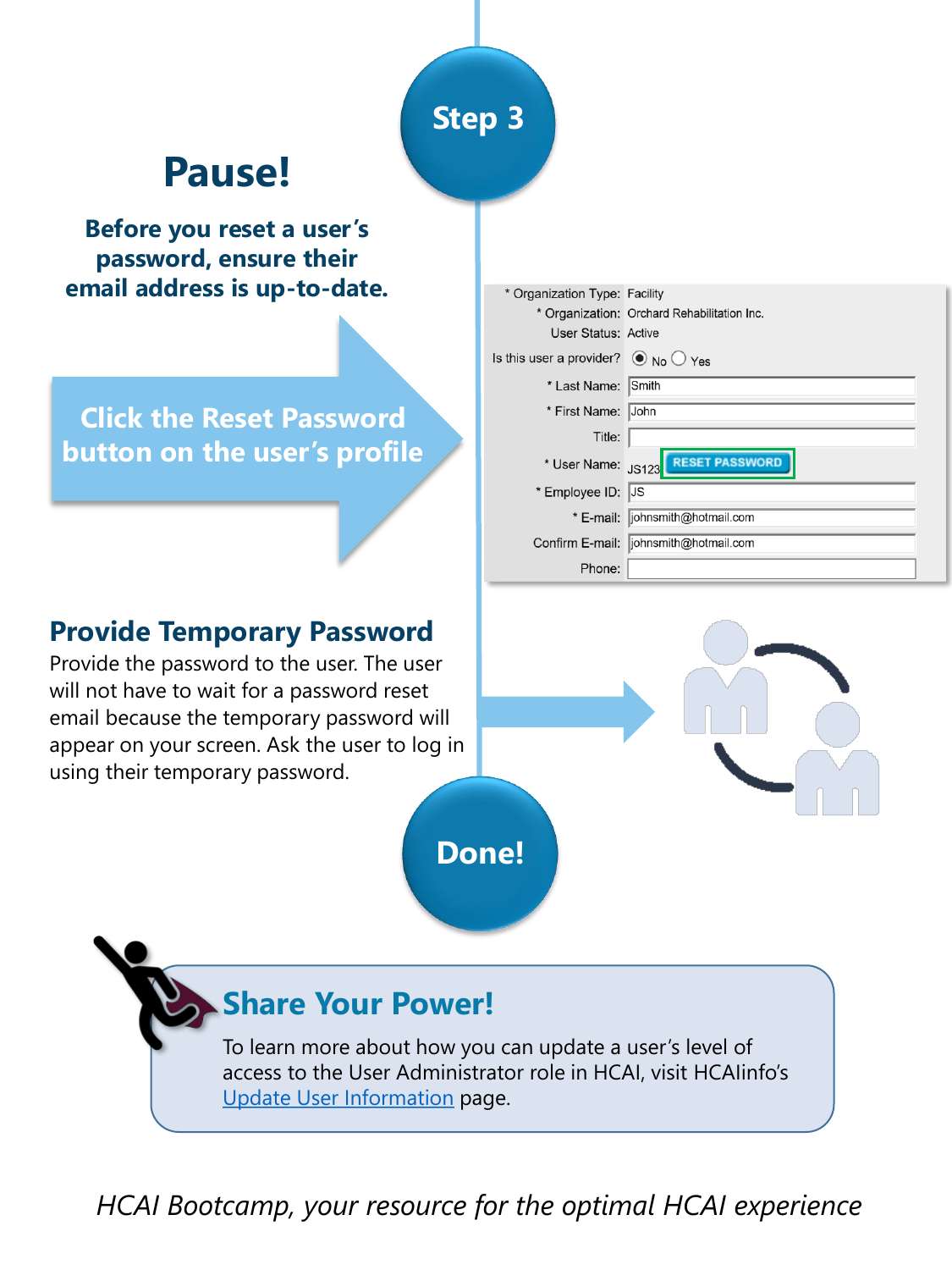**Step 3**

# Pause!

**Before you reset a user's password, ensure their email address is up-to-date.**

**Click the Reset Password button on the user's profile**

| | |
|---|---|
| * Organization Type: | Facility |
| * Organization: | Orchard Rehabilitation Inc. |
| User Status: | Active |
| Is this user a provider? | No / Yes |
| * Last Name: | Smith |
| * First Name: | John |
| Title: | |
| * User Name: | JS123 RESET PASSWORD |
| * Employee ID: | JS |
| * E-mail: | johnsmith@hotmail.com |
| Confirm E-mail: | johnsmith@hotmail.com |
| Phone: | |

## Provide Temporary Password

Provide the password to the user. The user will not have to wait for a password reset email because the temporary password will appear on your screen. Ask the user to log in using their temporary password.

**Done!**

## Share Your Power!

To learn more about how you can update a user's level of access to the User Administrator role in HCAI, visit HCAIinfo's Update User Information page.

*HCAI Bootcamp, your resource for the optimal HCAI experience*